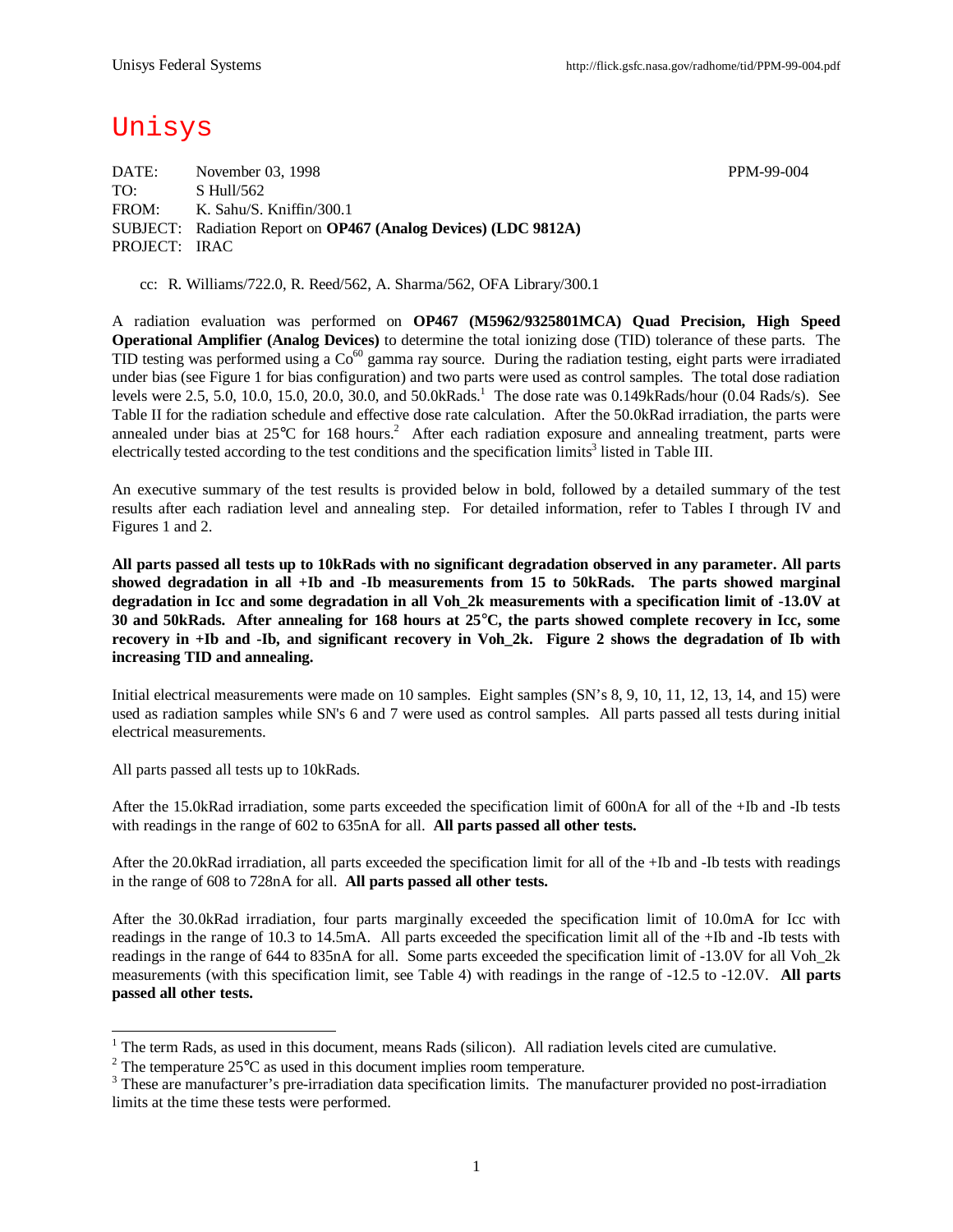# Unisys

DATE: November 03, 1998 PPM-99-004
TO: S Hull/562
FROM: K. Sahu/S. Kniffin/300.1
SUBJECT: Radiation Report on **OP467 (Analog Devices) (LDC 9812A)**
PROJECT: IRAC

cc: R. Williams/722.0, R. Reed/562, A. Sharma/562, OFA Library/300.1

A radiation evaluation was performed on **OP467 (M5962/9325801MCA) Quad Precision, High Speed Operational Amplifier (Analog Devices)** to determine the total ionizing dose (TID) tolerance of these parts. The TID testing was performed using a $Co^{60}$ gamma ray source. During the radiation testing, eight parts were irradiated under bias (see Figure 1 for bias configuration) and two parts were used as control samples. The total dose radiation levels were 2.5, 5.0, 10.0, 15.0, 20.0, 30.0, and 50.0kRads.[1] The dose rate was 0.149kRads/hour (0.04 Rads/s). See Table II for the radiation schedule and effective dose rate calculation. After the 50.0kRad irradiation, the parts were annealed under bias at 25°C for 168 hours.[2] After each radiation exposure and annealing treatment, parts were electrically tested according to the test conditions and the specification limits[3] listed in Table III.

An executive summary of the test results is provided below in bold, followed by a detailed summary of the test results after each radiation level and annealing step. For detailed information, refer to Tables I through IV and Figures 1 and 2.

**All parts passed all tests up to 10kRads with no significant degradation observed in any parameter. All parts showed degradation in all +Ib and -Ib measurements from 15 to 50kRads. The parts showed marginal degradation in Icc and some degradation in all Voh_2k measurements with a specification limit of -13.0V at 30 and 50kRads. After annealing for 168 hours at 25°C, the parts showed complete recovery in Icc, some recovery in +Ib and -Ib, and significant recovery in Voh_2k. Figure 2 shows the degradation of Ib with increasing TID and annealing.**

Initial electrical measurements were made on 10 samples. Eight samples (SN's 8, 9, 10, 11, 12, 13, 14, and 15) were used as radiation samples while SN's 6 and 7 were used as control samples. All parts passed all tests during initial electrical measurements.

All parts passed all tests up to 10kRads.

After the 15.0kRad irradiation, some parts exceeded the specification limit of 600nA for all of the +Ib and -Ib tests with readings in the range of 602 to 635nA for all. **All parts passed all other tests.**

After the 20.0kRad irradiation, all parts exceeded the specification limit for all of the +Ib and -Ib tests with readings in the range of 608 to 728nA for all. **All parts passed all other tests.**

After the 30.0kRad irradiation, four parts marginally exceeded the specification limit of 10.0mA for Icc with readings in the range of 10.3 to 14.5mA. All parts exceeded the specification limit all of the +Ib and -Ib tests with readings in the range of 644 to 835nA for all. Some parts exceeded the specification limit of -13.0V for all Voh_2k measurements (with this specification limit, see Table 4) with readings in the range of -12.5 to -12.0V. **All parts passed all other tests.**

---

[1] The term Rads, as used in this document, means Rads (silicon). All radiation levels cited are cumulative.

[2] The temperature 25°C as used in this document implies room temperature.

[3] These are manufacturer's pre-irradiation data specification limits. The manufacturer provided no post-irradiation limits at the time these tests were performed.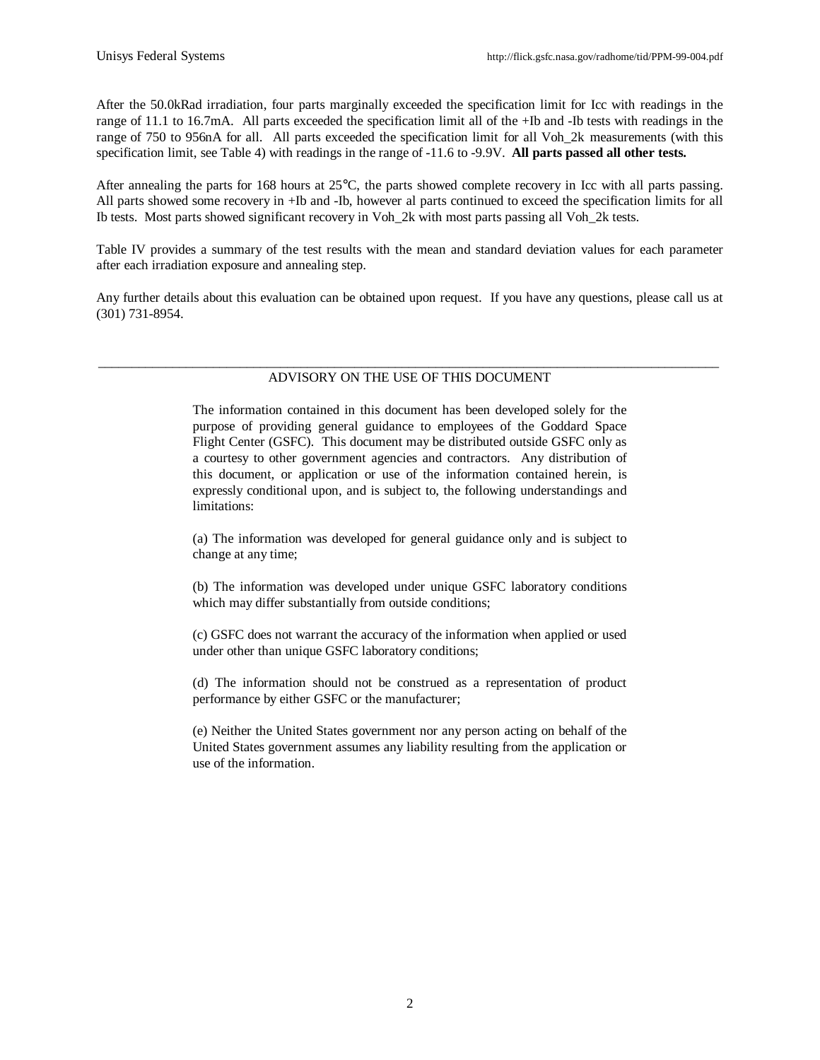After the 50.0kRad irradiation, four parts marginally exceeded the specification limit for Icc with readings in the range of 11.1 to 16.7mA. All parts exceeded the specification limit all of the +Ib and -Ib tests with readings in the range of 750 to 956nA for all. All parts exceeded the specification limit for all Voh_2k measurements (with this specification limit, see Table 4) with readings in the range of -11.6 to -9.9V. **All parts passed all other tests.**

After annealing the parts for 168 hours at 25°C, the parts showed complete recovery in Icc with all parts passing. All parts showed some recovery in +Ib and -Ib, however al parts continued to exceed the specification limits for all Ib tests. Most parts showed significant recovery in Voh_2k with most parts passing all Voh_2k tests.

Table IV provides a summary of the test results with the mean and standard deviation values for each parameter after each irradiation exposure and annealing step.

Any further details about this evaluation can be obtained upon request. If you have any questions, please call us at (301) 731-8954.

---

ADVISORY ON THE USE OF THIS DOCUMENT

The information contained in this document has been developed solely for the purpose of providing general guidance to employees of the Goddard Space Flight Center (GSFC). This document may be distributed outside GSFC only as a courtesy to other government agencies and contractors. Any distribution of this document, or application or use of the information contained herein, is expressly conditional upon, and is subject to, the following understandings and limitations:

(a) The information was developed for general guidance only and is subject to change at any time;

(b) The information was developed under unique GSFC laboratory conditions which may differ substantially from outside conditions;

(c) GSFC does not warrant the accuracy of the information when applied or used under other than unique GSFC laboratory conditions;

(d) The information should not be construed as a representation of product performance by either GSFC or the manufacturer;

(e) Neither the United States government nor any person acting on behalf of the United States government assumes any liability resulting from the application or use of the information.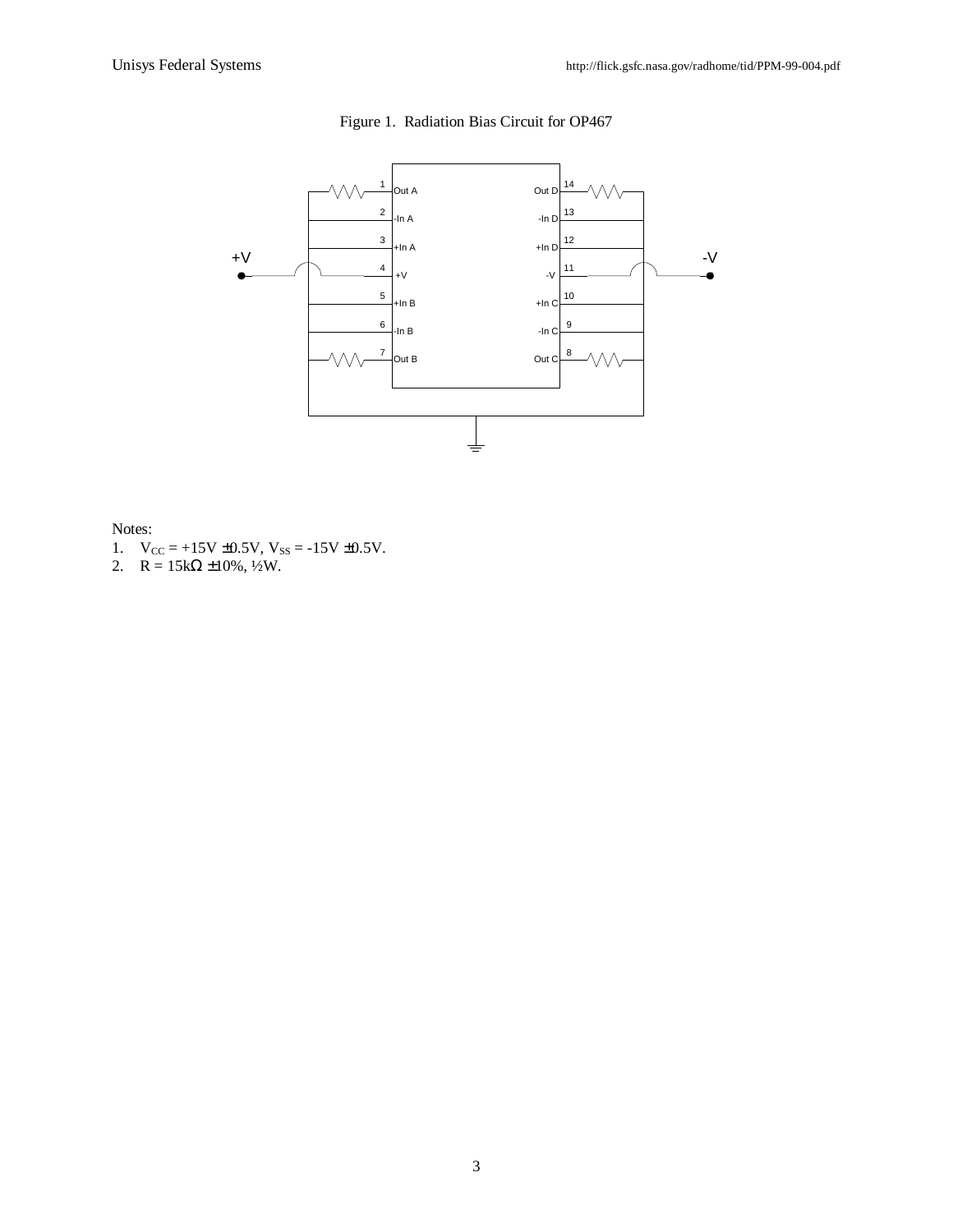Figure 1. Radiation Bias Circuit for OP467

Notes:

1. $V_{CC}$ = +15V ±0.5V, $V_{SS}$ = -15V ±0.5V.
2. R = 15kΩ ±10%, ½W.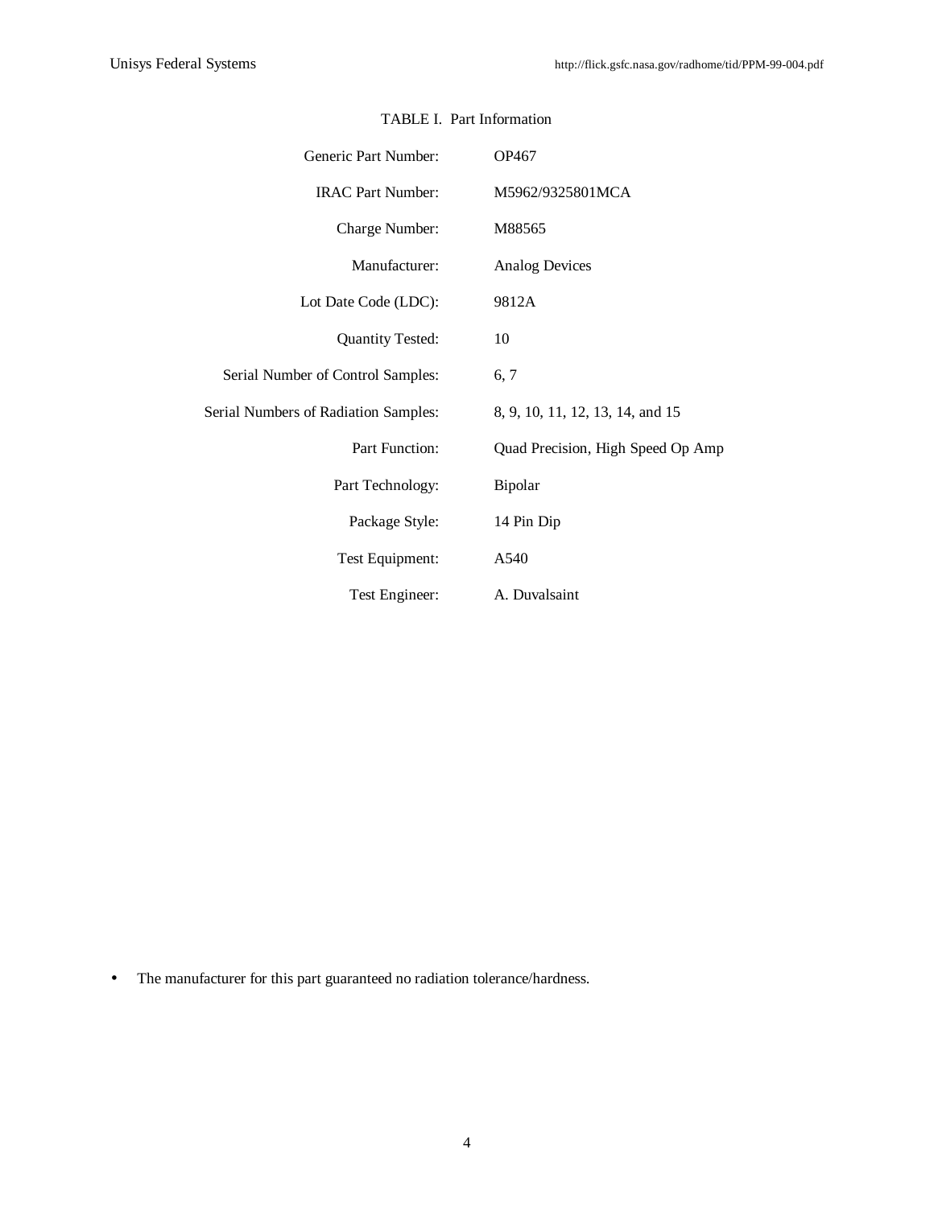TABLE I. Part Information

| | |
|---|---|
| Generic Part Number: | OP467 |
| IRAC Part Number: | M5962/9325801MCA |
| Charge Number: | M88565 |
| Manufacturer: | Analog Devices |
| Lot Date Code (LDC): | 9812A |
| Quantity Tested: | 10 |
| Serial Number of Control Samples: | 6, 7 |
| Serial Numbers of Radiation Samples: | 8, 9, 10, 11, 12, 13, 14, and 15 |
| Part Function: | Quad Precision, High Speed Op Amp |
| Part Technology: | Bipolar |
| Package Style: | 14 Pin Dip |
| Test Equipment: | A540 |
| Test Engineer: | A. Duvalsaint |

- The manufacturer for this part guaranteed no radiation tolerance/hardness.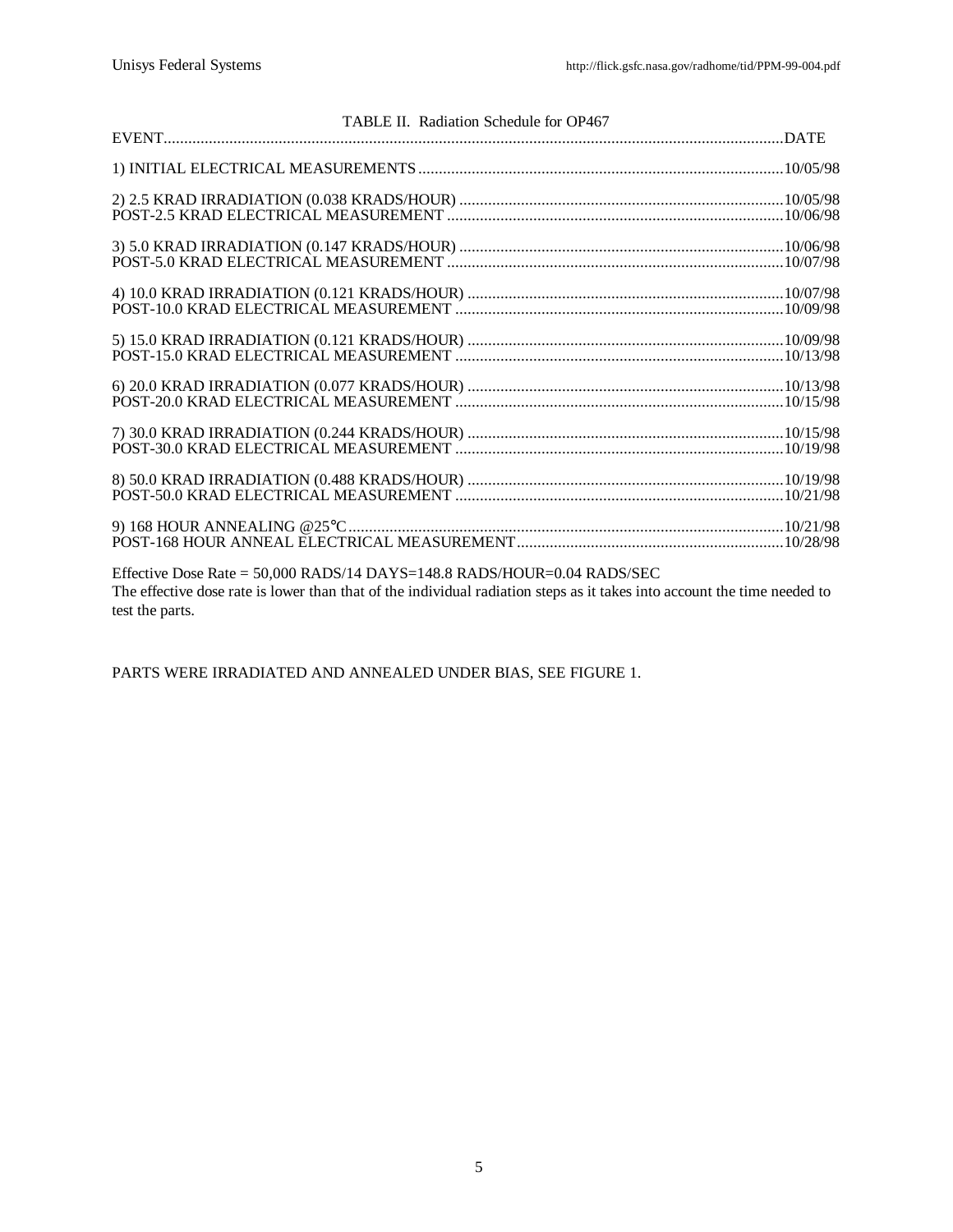TABLE II. Radiation Schedule for OP467

| EVENT | DATE |
|---|---|
| 1) INITIAL ELECTRICAL MEASUREMENTS | 10/05/98 |
| 2) 2.5 KRAD IRRADIATION (0.038 KRADS/HOUR) | 10/05/98 |
| POST-2.5 KRAD ELECTRICAL MEASUREMENT | 10/06/98 |
| 3) 5.0 KRAD IRRADIATION (0.147 KRADS/HOUR) | 10/06/98 |
| POST-5.0 KRAD ELECTRICAL MEASUREMENT | 10/07/98 |
| 4) 10.0 KRAD IRRADIATION (0.121 KRADS/HOUR) | 10/07/98 |
| POST-10.0 KRAD ELECTRICAL MEASUREMENT | 10/09/98 |
| 5) 15.0 KRAD IRRADIATION (0.121 KRADS/HOUR) | 10/09/98 |
| POST-15.0 KRAD ELECTRICAL MEASUREMENT | 10/13/98 |
| 6) 20.0 KRAD IRRADIATION (0.077 KRADS/HOUR) | 10/13/98 |
| POST-20.0 KRAD ELECTRICAL MEASUREMENT | 10/15/98 |
| 7) 30.0 KRAD IRRADIATION (0.244 KRADS/HOUR) | 10/15/98 |
| POST-30.0 KRAD ELECTRICAL MEASUREMENT | 10/19/98 |
| 8) 50.0 KRAD IRRADIATION (0.488 KRADS/HOUR) | 10/19/98 |
| POST-50.0 KRAD ELECTRICAL MEASUREMENT | 10/21/98 |
| 9) 168 HOUR ANNEALING @25°C | 10/21/98 |
| POST-168 HOUR ANNEAL ELECTRICAL MEASUREMENT | 10/28/98 |

Effective Dose Rate = 50,000 RADS/14 DAYS=148.8 RADS/HOUR=0.04 RADS/SEC
The effective dose rate is lower than that of the individual radiation steps as it takes into account the time needed to test the parts.

PARTS WERE IRRADIATED AND ANNEALED UNDER BIAS, SEE FIGURE 1.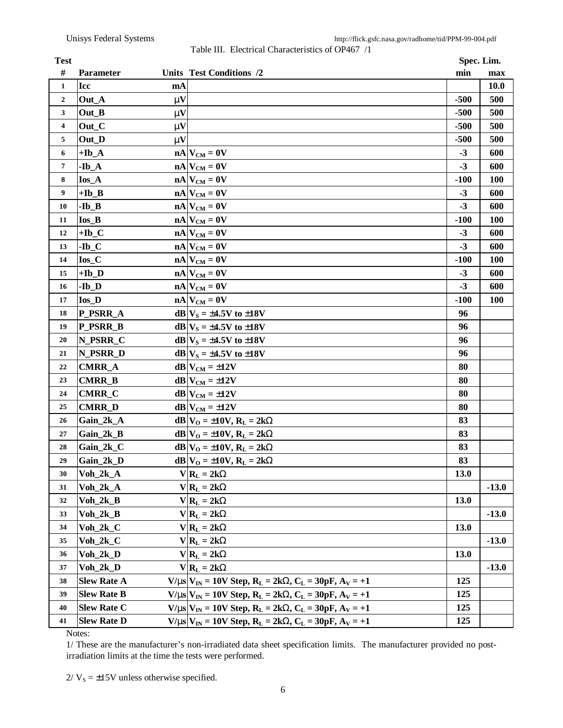Table III. Electrical Characteristics of OP467 /1

| Test # | Parameter | Units | Test Conditions /2 | Spec. Lim. min | Spec. Lim. max |
|---|---|---|---|---|---|
| 1 | Icc | mA | | | 10.0 |
| 2 | Out_A | μV | | -500 | 500 |
| 3 | Out_B | μV | | -500 | 500 |
| 4 | Out_C | μV | | -500 | 500 |
| 5 | Out_D | μV | | -500 | 500 |
| 6 | +Ib_A | nA | $V_{CM} = 0V$ | -3 | 600 |
| 7 | -Ib_A | nA | $V_{CM} = 0V$ | -3 | 600 |
| 8 | Ios_A | nA | $V_{CM} = 0V$ | -100 | 100 |
| 9 | +Ib_B | nA | $V_{CM} = 0V$ | -3 | 600 |
| 10 | -Ib_B | nA | $V_{CM} = 0V$ | -3 | 600 |
| 11 | Ios_B | nA | $V_{CM} = 0V$ | -100 | 100 |
| 12 | +Ib_C | nA | $V_{CM} = 0V$ | -3 | 600 |
| 13 | -Ib_C | nA | $V_{CM} = 0V$ | -3 | 600 |
| 14 | Ios_C | nA | $V_{CM} = 0V$ | -100 | 100 |
| 15 | +Ib_D | nA | $V_{CM} = 0V$ | -3 | 600 |
| 16 | -Ib_D | nA | $V_{CM} = 0V$ | -3 | 600 |
| 17 | Ios_D | nA | $V_{CM} = 0V$ | -100 | 100 |
| 18 | P_PSRR_A | dB | $V_S = \pm4.5V$ to $\pm18V$ | 96 | |
| 19 | P_PSRR_B | dB | $V_S = \pm4.5V$ to $\pm18V$ | 96 | |
| 20 | N_PSRR_C | dB | $V_S = \pm4.5V$ to $\pm18V$ | 96 | |
| 21 | N_PSRR_D | dB | $V_S = \pm4.5V$ to $\pm18V$ | 96 | |
| 22 | CMRR_A | dB | $V_{CM} = \pm12V$ | 80 | |
| 23 | CMRR_B | dB | $V_{CM} = \pm12V$ | 80 | |
| 24 | CMRR_C | dB | $V_{CM} = \pm12V$ | 80 | |
| 25 | CMRR_D | dB | $V_{CM} = \pm12V$ | 80 | |
| 26 | Gain_2k_A | dB | $V_O = \pm10V$, $R_L = 2k\Omega$ | 83 | |
| 27 | Gain_2k_B | dB | $V_O = \pm10V$, $R_L = 2k\Omega$ | 83 | |
| 28 | Gain_2k_C | dB | $V_O = \pm10V$, $R_L = 2k\Omega$ | 83 | |
| 29 | Gain_2k_D | dB | $V_O = \pm10V$, $R_L = 2k\Omega$ | 83 | |
| 30 | Voh_2k_A | V | $R_L = 2k\Omega$ | 13.0 | |
| 31 | Voh_2k_A | V | $R_L = 2k\Omega$ | | -13.0 |
| 32 | Voh_2k_B | V | $R_L = 2k\Omega$ | 13.0 | |
| 33 | Voh_2k_B | V | $R_L = 2k\Omega$ | | -13.0 |
| 34 | Voh_2k_C | V | $R_L = 2k\Omega$ | 13.0 | |
| 35 | Voh_2k_C | V | $R_L = 2k\Omega$ | | -13.0 |
| 36 | Voh_2k_D | V | $R_L = 2k\Omega$ | 13.0 | |
| 37 | Voh_2k_D | V | $R_L = 2k\Omega$ | | -13.0 |
| 38 | Slew Rate A | V/μs | $V_{IN} = 10V$ Step, $R_L = 2k\Omega$, $C_L = 30pF$, $A_V = +1$ | 125 | |
| 39 | Slew Rate B | V/μs | $V_{IN} = 10V$ Step, $R_L = 2k\Omega$, $C_L = 30pF$, $A_V = +1$ | 125 | |
| 40 | Slew Rate C | V/μs | $V_{IN} = 10V$ Step, $R_L = 2k\Omega$, $C_L = 30pF$, $A_V = +1$ | 125 | |
| 41 | Slew Rate D | V/μs | $V_{IN} = 10V$ Step, $R_L = 2k\Omega$, $C_L = 30pF$, $A_V = +1$ | 125 | |

Notes:

1/ These are the manufacturer's non-irradiated data sheet specification limits. The manufacturer provided no post-irradiation limits at the time the tests were performed.

2/ $V_S = \pm15V$ unless otherwise specified.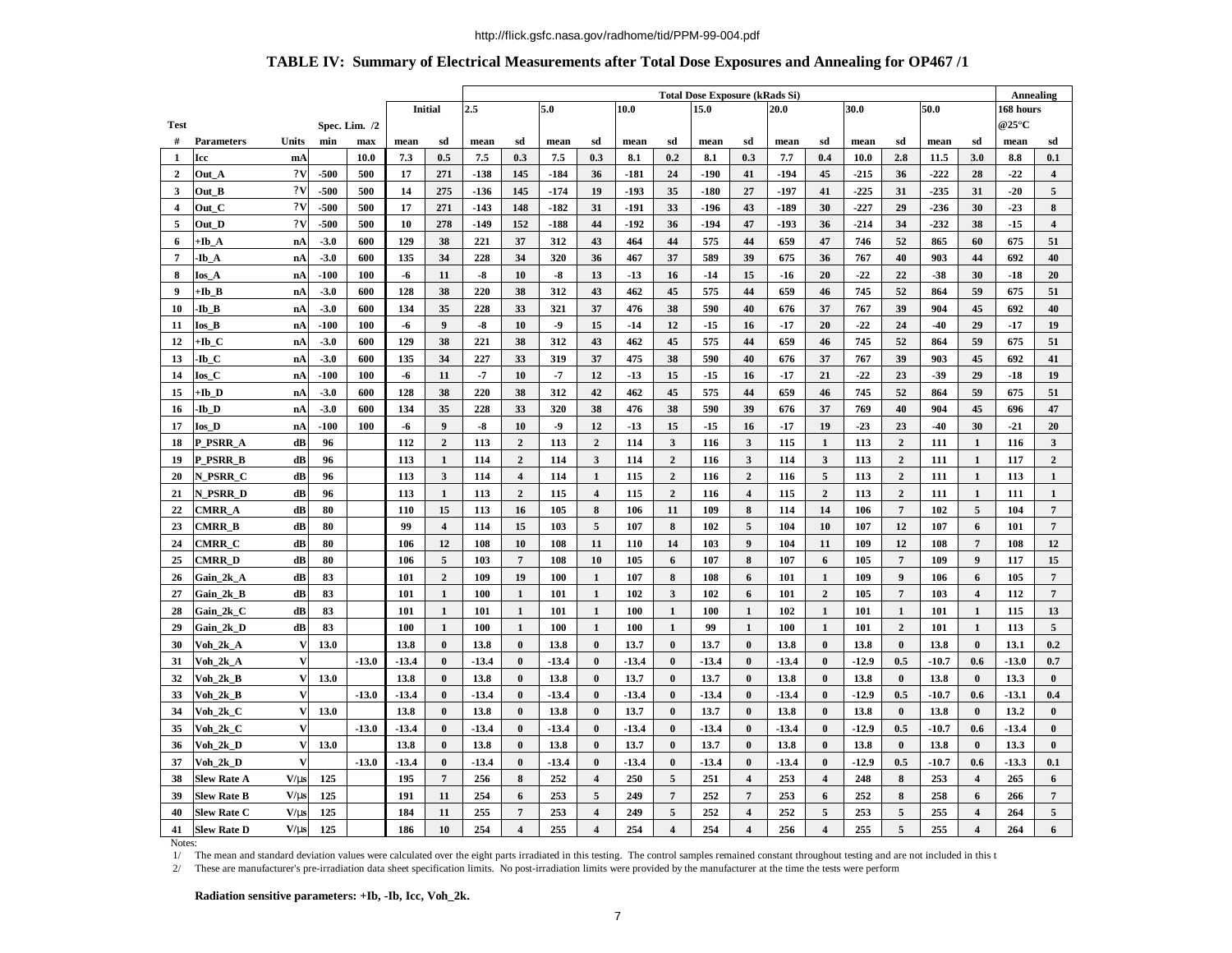http://flick.gsfc.nasa.gov/radhome/tid/PPM-99-004.pdf

## TABLE IV: Summary of Electrical Measurements after Total Dose Exposures and Annealing for OP467 /1

| | | | | | | | Total Dose Exposure (kRads Si) | | | | | | | | | | | | | | | | Annealing | |
|---|---|---|---|---|---|---|---|---|---|---|---|---|---|---|---|---|---|---|---|---|---|---|---|---|
| | | | | | Initial | | 2.5 | | 5.0 | | 10.0 | | 15.0 | | 20.0 | | 30.0 | | 50.0 | | | | 168 hours @25°C | |
| Test # | Parameters | Units | Spec. Lim. /2 min | max | mean | sd | mean | sd | mean | sd | mean | sd | mean | sd | mean | sd | mean | sd | mean | sd | | | mean | sd |
| 1 | Icc | mA | | 10.0 | 7.3 | 0.5 | 7.5 | 0.3 | 7.5 | 0.3 | 8.1 | 0.2 | 8.1 | 0.3 | 7.7 | 0.4 | 10.0 | 2.8 | 11.5 | 3.0 | | | 8.8 | 0.1 |
| 2 | Out_A | ?V | -500 | 500 | 17 | 271 | -138 | 145 | -184 | 36 | -181 | 24 | -190 | 41 | -194 | 45 | -215 | 36 | -222 | 28 | | | -22 | 4 |
| 3 | Out_B | ?V | -500 | 500 | 14 | 275 | -136 | 145 | -174 | 19 | -193 | 35 | -180 | 27 | -197 | 41 | -225 | 31 | -235 | 31 | | | -20 | 5 |
| 4 | Out_C | ?V | -500 | 500 | 17 | 271 | -143 | 148 | -182 | 31 | -191 | 33 | -196 | 43 | -189 | 30 | -227 | 29 | -236 | 30 | | | -23 | 8 |
| 5 | Out_D | ?V | -500 | 500 | 10 | 278 | -149 | 152 | -188 | 44 | -192 | 36 | -194 | 47 | -193 | 36 | -214 | 34 | -232 | 38 | | | -15 | 4 |
| 6 | +Ib_A | nA | -3.0 | 600 | 129 | 38 | 221 | 37 | 312 | 43 | 464 | 44 | 575 | 44 | 659 | 47 | 746 | 52 | 865 | 60 | | | 675 | 51 |
| 7 | -Ib_A | nA | -3.0 | 600 | 135 | 34 | 228 | 34 | 320 | 36 | 467 | 37 | 589 | 39 | 675 | 36 | 767 | 40 | 903 | 44 | | | 692 | 40 |
| 8 | Ios_A | nA | -100 | 100 | -6 | 11 | -8 | 10 | -8 | 13 | -13 | 16 | -14 | 15 | -16 | 20 | -22 | 22 | -38 | 30 | | | -18 | 20 |
| 9 | +Ib_B | nA | -3.0 | 600 | 128 | 38 | 220 | 38 | 312 | 43 | 462 | 45 | 575 | 44 | 659 | 46 | 745 | 52 | 864 | 59 | | | 675 | 51 |
| 10 | -Ib_B | nA | -3.0 | 600 | 134 | 35 | 228 | 33 | 321 | 37 | 476 | 38 | 590 | 40 | 676 | 37 | 767 | 39 | 904 | 45 | | | 692 | 40 |
| 11 | Ios_B | nA | -100 | 100 | -6 | 9 | -8 | 10 | -9 | 15 | -14 | 12 | -15 | 16 | -17 | 20 | -22 | 24 | -40 | 29 | | | -17 | 19 |
| 12 | +Ib_C | nA | -3.0 | 600 | 129 | 38 | 221 | 38 | 312 | 43 | 462 | 45 | 575 | 44 | 659 | 46 | 745 | 52 | 864 | 59 | | | 675 | 51 |
| 13 | -Ib_C | nA | -3.0 | 600 | 135 | 34 | 227 | 33 | 319 | 37 | 475 | 38 | 590 | 40 | 676 | 37 | 767 | 39 | 903 | 45 | | | 692 | 41 |
| 14 | Ios_C | nA | -100 | 100 | -6 | 11 | -7 | 10 | -7 | 12 | -13 | 15 | -15 | 16 | -17 | 21 | -22 | 23 | -39 | 29 | | | -18 | 19 |
| 15 | +Ib_D | nA | -3.0 | 600 | 128 | 38 | 220 | 38 | 312 | 42 | 462 | 45 | 575 | 44 | 659 | 46 | 745 | 52 | 864 | 59 | | | 675 | 51 |
| 16 | -Ib_D | nA | -3.0 | 600 | 134 | 35 | 228 | 33 | 320 | 38 | 476 | 38 | 590 | 39 | 676 | 37 | 769 | 40 | 904 | 45 | | | 696 | 47 |
| 17 | Ios_D | nA | -100 | 100 | -6 | 9 | -8 | 10 | -9 | 12 | -13 | 15 | -15 | 16 | -17 | 19 | -23 | 23 | -40 | 30 | | | -21 | 20 |
| 18 | P_PSRR_A | dB | 96 | | 112 | 2 | 113 | 2 | 113 | 2 | 114 | 3 | 116 | 3 | 115 | 1 | 113 | 2 | 111 | 1 | | | 116 | 3 |
| 19 | P_PSRR_B | dB | 96 | | 113 | 1 | 114 | 2 | 114 | 3 | 114 | 2 | 116 | 3 | 114 | 3 | 113 | 2 | 111 | 1 | | | 117 | 2 |
| 20 | N_PSRR_C | dB | 96 | | 113 | 3 | 114 | 4 | 114 | 1 | 115 | 2 | 116 | 2 | 116 | 5 | 113 | 2 | 111 | 1 | | | 113 | 1 |
| 21 | N_PSRR_D | dB | 96 | | 113 | 1 | 113 | 2 | 115 | 4 | 115 | 2 | 116 | 4 | 115 | 2 | 113 | 2 | 111 | 1 | | | 111 | 1 |
| 22 | CMRR_A | dB | 80 | | 110 | 15 | 113 | 16 | 105 | 8 | 106 | 11 | 109 | 8 | 114 | 14 | 106 | 7 | 102 | 5 | | | 104 | 7 |
| 23 | CMRR_B | dB | 80 | | 99 | 4 | 114 | 15 | 103 | 5 | 107 | 8 | 102 | 5 | 104 | 10 | 107 | 12 | 107 | 6 | | | 101 | 7 |
| 24 | CMRR_C | dB | 80 | | 106 | 12 | 108 | 10 | 108 | 11 | 110 | 14 | 103 | 9 | 104 | 11 | 109 | 12 | 108 | 7 | | | 108 | 12 |
| 25 | CMRR_D | dB | 80 | | 106 | 5 | 103 | 7 | 108 | 10 | 105 | 6 | 107 | 8 | 107 | 6 | 105 | 7 | 109 | 9 | | | 117 | 15 |
| 26 | Gain_2k_A | dB | 83 | | 101 | 2 | 109 | 19 | 100 | 1 | 107 | 8 | 108 | 6 | 101 | 1 | 109 | 9 | 106 | 6 | | | 105 | 7 |
| 27 | Gain_2k_B | dB | 83 | | 101 | 1 | 100 | 1 | 101 | 1 | 102 | 3 | 102 | 6 | 101 | 2 | 105 | 7 | 103 | 4 | | | 112 | 7 |
| 28 | Gain_2k_C | dB | 83 | | 101 | 1 | 101 | 1 | 101 | 1 | 100 | 1 | 100 | 1 | 102 | 1 | 101 | 1 | 101 | 1 | | | 115 | 13 |
| 29 | Gain_2k_D | dB | 83 | | 100 | 1 | 100 | 1 | 100 | 1 | 100 | 1 | 99 | 1 | 100 | 1 | 101 | 2 | 101 | 1 | | | 113 | 5 |
| 30 | Voh_2k_A | V | 13.0 | | 13.8 | 0 | 13.8 | 0 | 13.8 | 0 | 13.7 | 0 | 13.7 | 0 | 13.8 | 0 | 13.8 | 0 | 13.8 | 0 | | | 13.1 | 0.2 |
| 31 | Voh_2k_A | V | | -13.0 | -13.4 | 0 | -13.4 | 0 | -13.4 | 0 | -13.4 | 0 | -13.4 | 0 | -13.4 | 0 | -12.9 | 0.5 | -10.7 | 0.6 | | | -13.0 | 0.7 |
| 32 | Voh_2k_B | V | 13.0 | | 13.8 | 0 | 13.8 | 0 | 13.8 | 0 | 13.7 | 0 | 13.7 | 0 | 13.8 | 0 | 13.8 | 0 | 13.8 | 0 | | | 13.3 | 0 |
| 33 | Voh_2k_B | V | | -13.0 | -13.4 | 0 | -13.4 | 0 | -13.4 | 0 | -13.4 | 0 | -13.4 | 0 | -13.4 | 0 | -12.9 | 0.5 | -10.7 | 0.6 | | | -13.1 | 0.4 |
| 34 | Voh_2k_C | V | 13.0 | | 13.8 | 0 | 13.8 | 0 | 13.8 | 0 | 13.7 | 0 | 13.7 | 0 | 13.8 | 0 | 13.8 | 0 | 13.8 | 0 | | | 13.2 | 0 |
| 35 | Voh_2k_C | V | | -13.0 | -13.4 | 0 | -13.4 | 0 | -13.4 | 0 | -13.4 | 0 | -13.4 | 0 | -13.4 | 0 | -12.9 | 0.5 | -10.7 | 0.6 | | | -13.4 | 0 |
| 36 | Voh_2k_D | V | 13.0 | | 13.8 | 0 | 13.8 | 0 | 13.8 | 0 | 13.7 | 0 | 13.7 | 0 | 13.8 | 0 | 13.8 | 0 | 13.8 | 0 | | | 13.3 | 0 |
| 37 | Voh_2k_D | V | | -13.0 | -13.4 | 0 | -13.4 | 0 | -13.4 | 0 | -13.4 | 0 | -13.4 | 0 | -13.4 | 0 | -12.9 | 0.5 | -10.7 | 0.6 | | | -13.3 | 0.1 |
| 38 | Slew Rate A | V/µs | 125 | | 195 | 7 | 256 | 8 | 252 | 4 | 250 | 5 | 251 | 4 | 253 | 4 | 248 | 8 | 253 | 4 | | | 265 | 6 |
| 39 | Slew Rate B | V/µs | 125 | | 191 | 11 | 254 | 6 | 253 | 5 | 249 | 7 | 252 | 7 | 253 | 6 | 252 | 8 | 258 | 6 | | | 266 | 7 |
| 40 | Slew Rate C | V/µs | 125 | | 184 | 11 | 255 | 7 | 253 | 4 | 249 | 5 | 252 | 4 | 252 | 5 | 253 | 5 | 255 | 4 | | | 264 | 5 |
| 41 | Slew Rate D | V/µs | 125 | | 186 | 10 | 254 | 4 | 255 | 4 | 254 | 4 | 254 | 4 | 256 | 4 | 255 | 5 | 255 | 4 | | | 264 | 6 |

Notes:

1/ The mean and standard deviation values were calculated over the eight parts irradiated in this testing. The control samples remained constant throughout testing and are not included in this t

2/ These are manufacturer's pre-irradiation data sheet specification limits. No post-irradiation limits were provided by the manufacturer at the time the tests were perform

**Radiation sensitive parameters: +Ib, -Ib, Icc, Voh_2k.**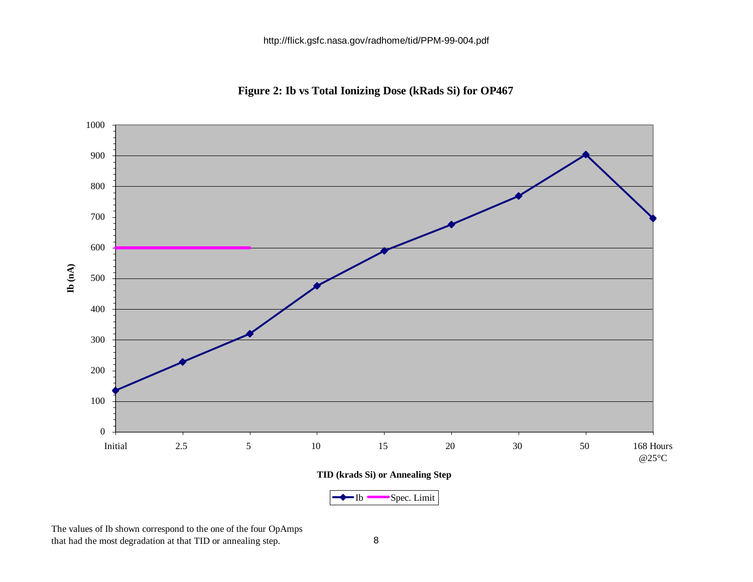http://flick.gsfc.nasa.gov/radhome/tid/PPM-99-004.pdf

**Figure 2: Ib vs Total Ionizing Dose (kRads Si) for OP467**

Ib (nA)

1000
900
800
700
600
500
400
300
200
100
0

Initial
2.5
5
10
15
20
30
50
168 Hours @25°C

**TID (krads Si) or Annealing Step**

Ib
Spec. Limit

The values of Ib shown correspond to the one of the four OpAmps that had the most degradation at that TID or annealing step.